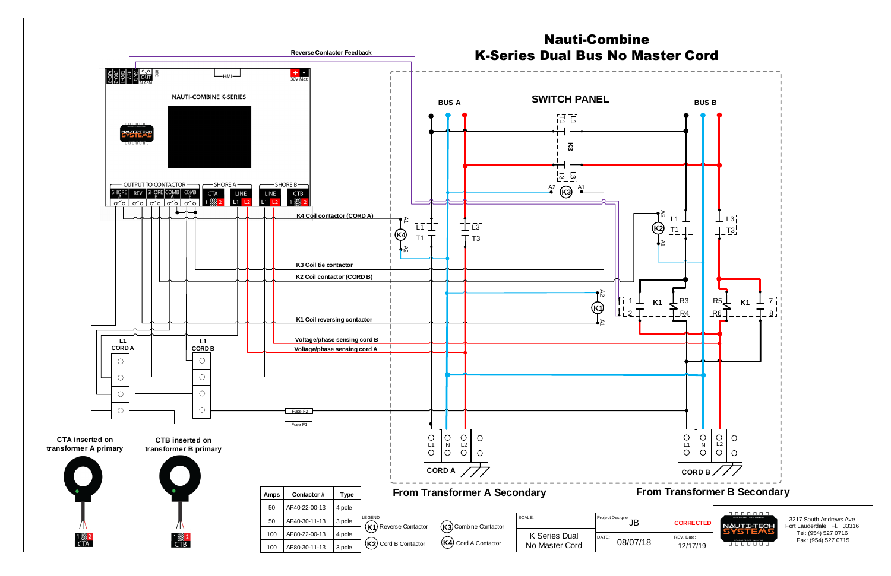# Nauti-Combine
# K-Series Dual Bus No Master Cord

Reverse Contactor Feedback

NAUTI-COMBINE K-SERIES

HMI

30V Max

ALARM

OUT

AIO-3 DIO-2 DIO-1 REV GND

OUTPUT TO CONTACTOR

SHORE A | REV | SHORE B | COMB A | COMB B

SHORE A: CTA | LINE L1 L2

SHORE B: LINE L1 L2 | CTB

SWITCH PANEL

BUS A

BUS B

K3 Coil tie contactor

K4 Coil contactor (CORD A)

K2 Coil contactor (CORD B)

K1 Coil reversing contactor

Voltage/phase sensing cord B

Voltage/phase sensing cord A

Fuse F2

Fuse F1

L1 CORD A

L1 CORD B

CORD A

CORD B

CTA inserted on transformer A primary

CTB inserted on transformer B primary

From Transformer A Secondary

From Transformer B Secondary

| Amps | Contactor # | Type |
|---|---|---|
| 50 | AF40-22-00-13 | 4 pole |
| 50 | AF40-30-11-13 | 3 pole |
| 100 | AF80-22-00-13 | 4 pole |
| 100 | AF80-30-11-13 | 3 pole |

LEGEND

- K1 Reverse Contactor
- K2 Cord B Contactor
- K3 Combine Contactor
- K4 Cord A Contactor

SCALE: K Series Dual No Master Cord

Project Designer: JB

DATE: 08/07/18

CORRECTED

REV. Date: 12/17/19

NAUTI-TECH SYSTEMS

3217 South Andrews Ave
Fort Lauderdale Fl. 33316
Tel: (954) 527 0716
Fax: (954) 527 0715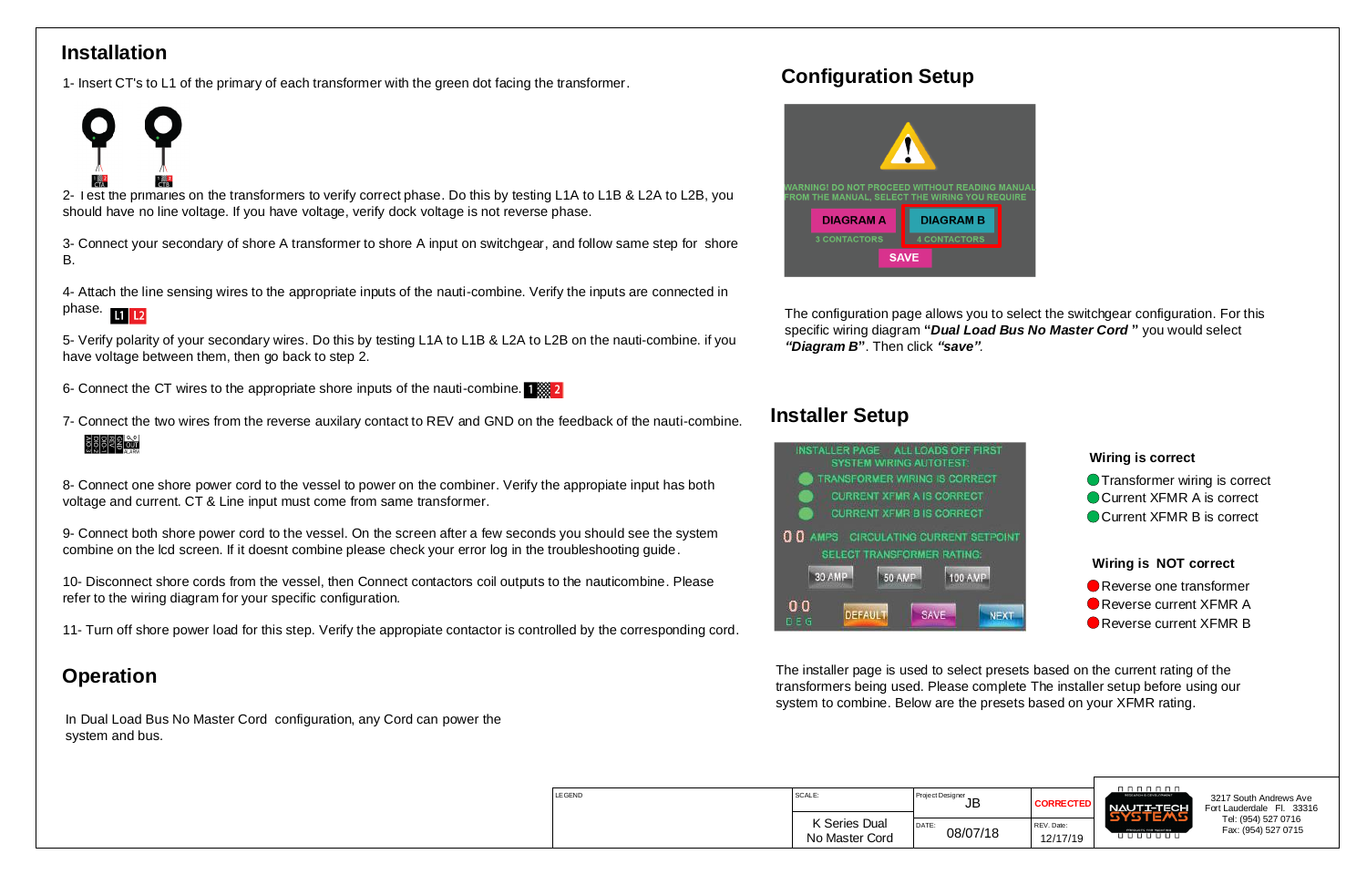## Installation

1- Insert CT's to L1 of the primary of each transformer with the green dot facing the transformer.

2- Test the primaries on the transformers to verify correct phase. Do this by testing L1A to L1B & L2A to L2B, you should have no line voltage. If you have voltage, verify dock voltage is not reverse phase.

3- Connect your secondary of shore A transformer to shore A input on switchgear, and follow same step for shore B.

4- Attach the line sensing wires to the appropriate inputs of the nauti-combine. Verify the inputs are connected in phase. L1 L2

5- Verify polarity of your secondary wires. Do this by testing L1A to L1B & L2A to L2B on the nauti-combine. if you have voltage between them, then go back to step 2.

6- Connect the CT wires to the appropriate shore inputs of the nauti-combine. 1 2

7- Connect the two wires from the reverse auxilary contact to REV and GND on the feedback of the nauti-combine.

8- Connect one shore power cord to the vessel to power on the combiner. Verify the appropiate input has both voltage and current. CT & Line input must come from same transformer.

9- Connect both shore power cord to the vessel. On the screen after a few seconds you should see the system combine on the lcd screen. If it doesnt combine please check your error log in the troubleshooting guide.

10- Disconnect shore cords from the vessel, then Connect contactors coil outputs to the nauticombine. Please refer to the wiring diagram for your specific configuration.

11- Turn off shore power load for this step. Verify the appropiate contactor is controlled by the corresponding cord.

## Operation

In Dual Load Bus No Master Cord configuration, any Cord can power the system and bus.

## Configuration Setup

WARNING! DO NOT PROCEED WITHOUT READING MANUAL
FROM THE MANUAL, SELECT THE WIRING YOU REQUIRE

DIAGRAM A — 3 CONTACTORS
DIAGRAM B — 4 CONTACTORS
SAVE

The configuration page allows you to select the switchgear configuration. For this specific wiring diagram **"*Dual Load Bus No Master Cord* "** you would select ***"Diagram B"***. Then click ***"save"***.

## Installer Setup

INSTALLER PAGE ALL LOADS OFF FIRST
SYSTEM WIRING AUTOTEST:
TRANSFORMER WIRING IS CORRECT
CURRENT XFMR A IS CORRECT
CURRENT XFMR B IS CORRECT
0 0 AMPS CIRCULATING CURRENT SETPOINT
SELECT TRANSFORMER RATING:
30 AMP 50 AMP 100 AMP
0 0 DEG DEFAULT SAVE NEXT

**Wiring is correct**

- Transformer wiring is correct
- Current XFMR A is correct
- Current XFMR B is correct

**Wiring is NOT correct**

- Reverse one transformer
- Reverse current XFMR A
- Reverse current XFMR B

The installer page is used to select presets based on the current rating of the transformers being used. Please complete The installer setup before using our system to combine. Below are the presets based on your XFMR rating.

| LEGEND | SCALE: | Project Designer | | |
|---|---|---|---|---|
| | | JB | CORRECTED | |
| | K Series Dual No Master Cord | DATE: 08/07/18 | REV. Date: 12/17/19 | NAUTI-TECH SYSTEMS |

3217 South Andrews Ave
Fort Lauderdale Fl. 33316
Tel: (954) 527 0716
Fax: (954) 527 0715